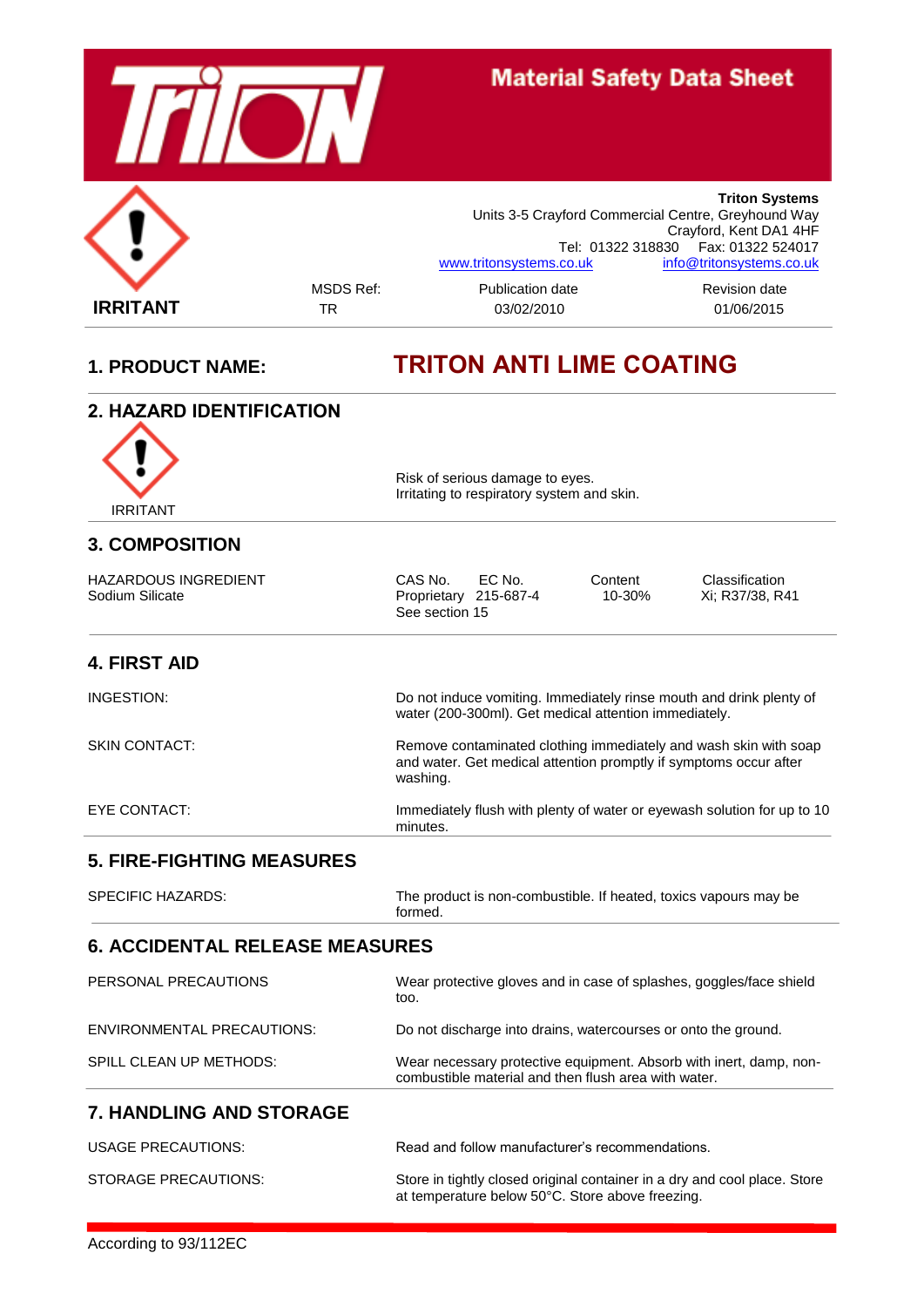# Material Safety Data Sheet

**Triton Systems**
Units 3-5 Crayford Commercial Centre, Greyhound Way
Crayford, Kent DA1 4HF
Tel: 01322 318830 Fax: 01322 524017
www.tritonsystems.co.uk info@tritonsystems.co.uk

**IRRITANT**

| MSDS Ref: | Publication date | Revision date |
|---|---|---|
| TR | 03/02/2010 | 01/06/2015 |

## 1. PRODUCT NAME: TRITON ANTI LIME COATING

## 2. HAZARD IDENTIFICATION

IRRITANT

Risk of serious damage to eyes.
Irritating to respiratory system and skin.

## 3. COMPOSITION

| HAZARDOUS INGREDIENT | CAS No. | EC No. | Content | Classification |
|---|---|---|---|---|
| Sodium Silicate | Proprietary See section 15 | 215-687-4 | 10-30% | Xi; R37/38, R41 |

## 4. FIRST AID

| | |
|---|---|
| INGESTION: | Do not induce vomiting. Immediately rinse mouth and drink plenty of water (200-300ml). Get medical attention immediately. |
| SKIN CONTACT: | Remove contaminated clothing immediately and wash skin with soap and water. Get medical attention promptly if symptoms occur after washing. |
| EYE CONTACT: | Immediately flush with plenty of water or eyewash solution for up to 10 minutes. |

## 5. FIRE-FIGHTING MEASURES

| | |
|---|---|
| SPECIFIC HAZARDS: | The product is non-combustible. If heated, toxics vapours may be formed. |

## 6. ACCIDENTAL RELEASE MEASURES

| | |
|---|---|
| PERSONAL PRECAUTIONS | Wear protective gloves and in case of splashes, goggles/face shield too. |
| ENVIRONMENTAL PRECAUTIONS: | Do not discharge into drains, watercourses or onto the ground. |
| SPILL CLEAN UP METHODS: | Wear necessary protective equipment. Absorb with inert, damp, non-combustible material and then flush area with water. |

## 7. HANDLING AND STORAGE

| | |
|---|---|
| USAGE PRECAUTIONS: | Read and follow manufacturer's recommendations. |
| STORAGE PRECAUTIONS: | Store in tightly closed original container in a dry and cool place. Store at temperature below 50°C. Store above freezing. |

According to 93/112EC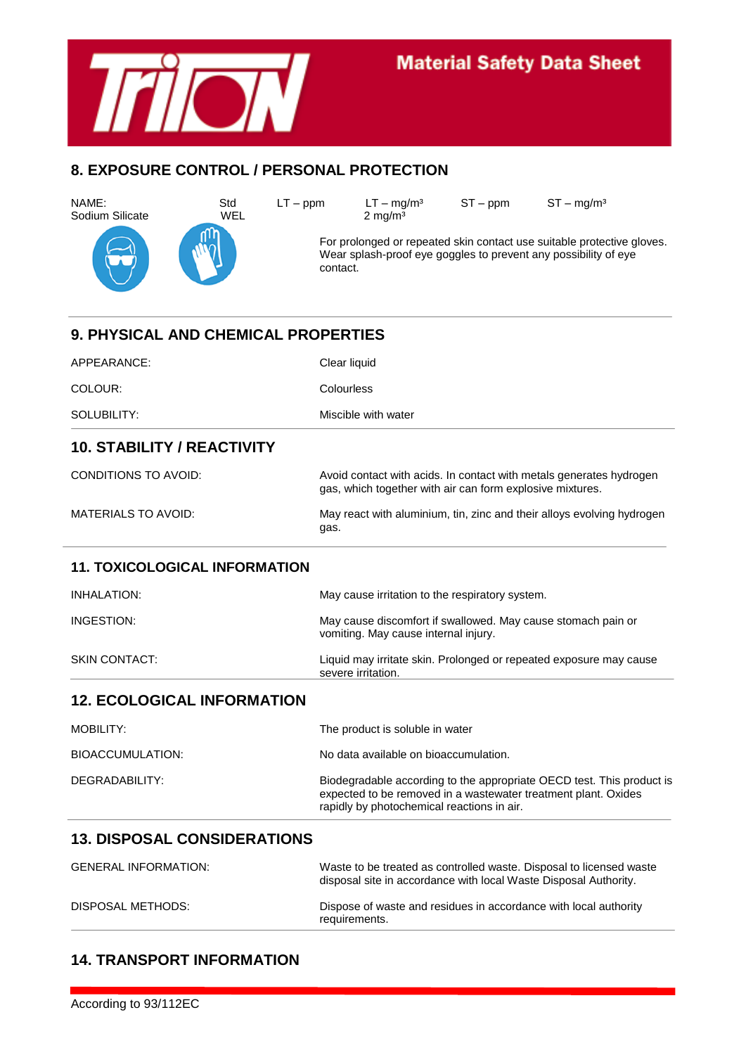## 8. EXPOSURE CONTROL / PERSONAL PROTECTION

| NAME: | Std | LT – ppm | LT – mg/m³ | ST – ppm | ST – mg/m³ |
|---|---|---|---|---|---|
| Sodium Silicate | WEL | | 2 mg/m³ | | |

For prolonged or repeated skin contact use suitable protective gloves. Wear splash-proof eye goggles to prevent any possibility of eye contact.

## 9. PHYSICAL AND CHEMICAL PROPERTIES

| | |
|---|---|
| APPEARANCE: | Clear liquid |
| COLOUR: | Colourless |
| SOLUBILITY: | Miscible with water |

## 10. STABILITY / REACTIVITY

| | |
|---|---|
| CONDITIONS TO AVOID: | Avoid contact with acids. In contact with metals generates hydrogen gas, which together with air can form explosive mixtures. |
| MATERIALS TO AVOID: | May react with aluminium, tin, zinc and their alloys evolving hydrogen gas. |

## 11. TOXICOLOGICAL INFORMATION

| | |
|---|---|
| INHALATION: | May cause irritation to the respiratory system. |
| INGESTION: | May cause discomfort if swallowed. May cause stomach pain or vomiting. May cause internal injury. |
| SKIN CONTACT: | Liquid may irritate skin. Prolonged or repeated exposure may cause severe irritation. |

## 12. ECOLOGICAL INFORMATION

| | |
|---|---|
| MOBILITY: | The product is soluble in water |
| BIOACCUMULATION: | No data available on bioaccumulation. |
| DEGRADABILITY: | Biodegradable according to the appropriate OECD test. This product is expected to be removed in a wastewater treatment plant. Oxides rapidly by photochemical reactions in air. |

## 13. DISPOSAL CONSIDERATIONS

| | |
|---|---|
| GENERAL INFORMATION: | Waste to be treated as controlled waste. Disposal to licensed waste disposal site in accordance with local Waste Disposal Authority. |
| DISPOSAL METHODS: | Dispose of waste and residues in accordance with local authority requirements. |

## 14. TRANSPORT INFORMATION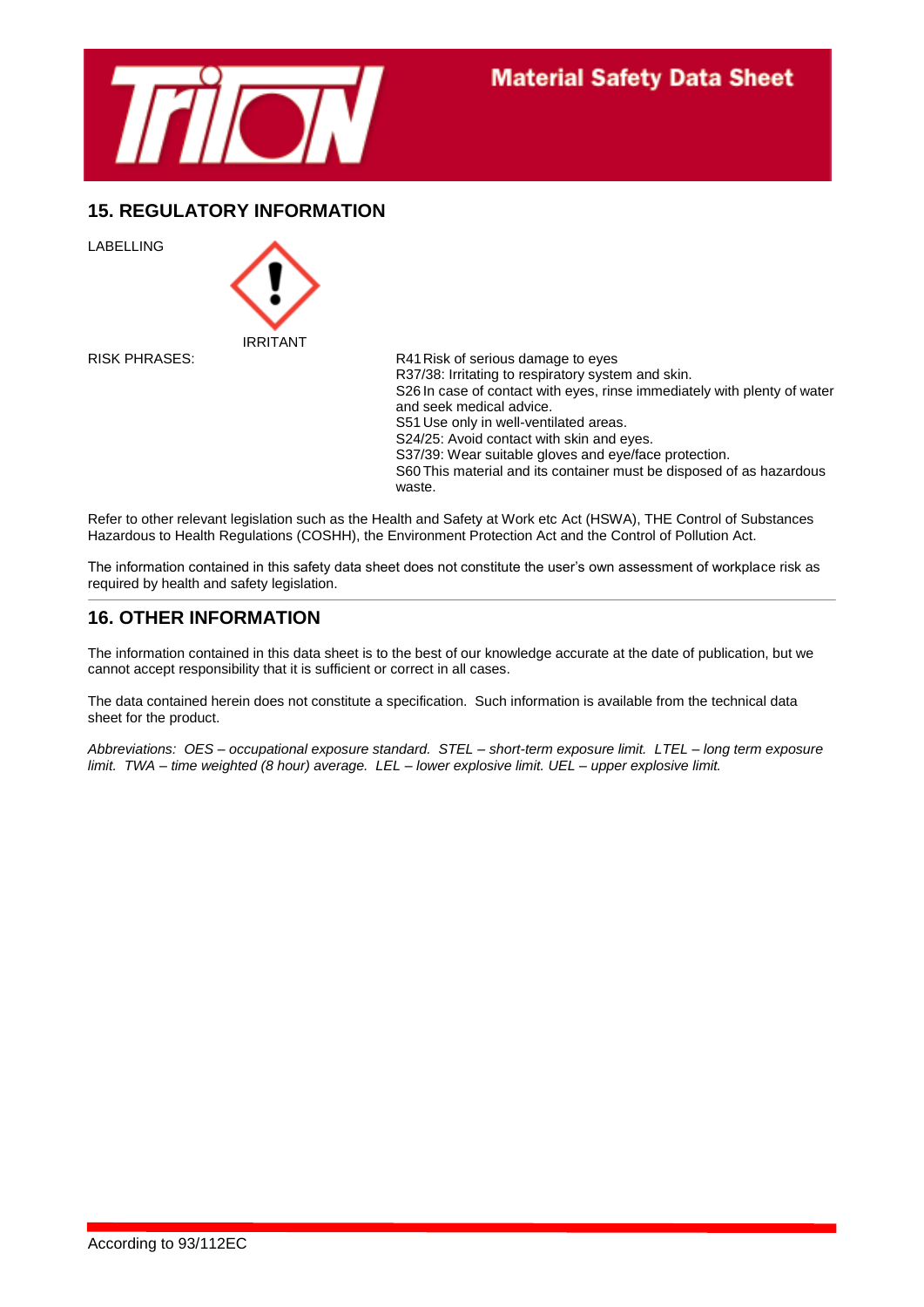## 15. REGULATORY INFORMATION

LABELLING

IRRITANT

RISK PHRASES:

R41 Risk of serious damage to eyes
R37/38: Irritating to respiratory system and skin.
S26 In case of contact with eyes, rinse immediately with plenty of water and seek medical advice.
S51 Use only in well-ventilated areas.
S24/25: Avoid contact with skin and eyes.
S37/39: Wear suitable gloves and eye/face protection.
S60 This material and its container must be disposed of as hazardous waste.

Refer to other relevant legislation such as the Health and Safety at Work etc Act (HSWA), THE Control of Substances Hazardous to Health Regulations (COSHH), the Environment Protection Act and the Control of Pollution Act.

The information contained in this safety data sheet does not constitute the user's own assessment of workplace risk as required by health and safety legislation.

## 16. OTHER INFORMATION

The information contained in this data sheet is to the best of our knowledge accurate at the date of publication, but we cannot accept responsibility that it is sufficient or correct in all cases.

The data contained herein does not constitute a specification. Such information is available from the technical data sheet for the product.

*Abbreviations: OES – occupational exposure standard. STEL – short-term exposure limit. LTEL – long term exposure limit. TWA – time weighted (8 hour) average. LEL – lower explosive limit. UEL – upper explosive limit.*

According to 93/112EC